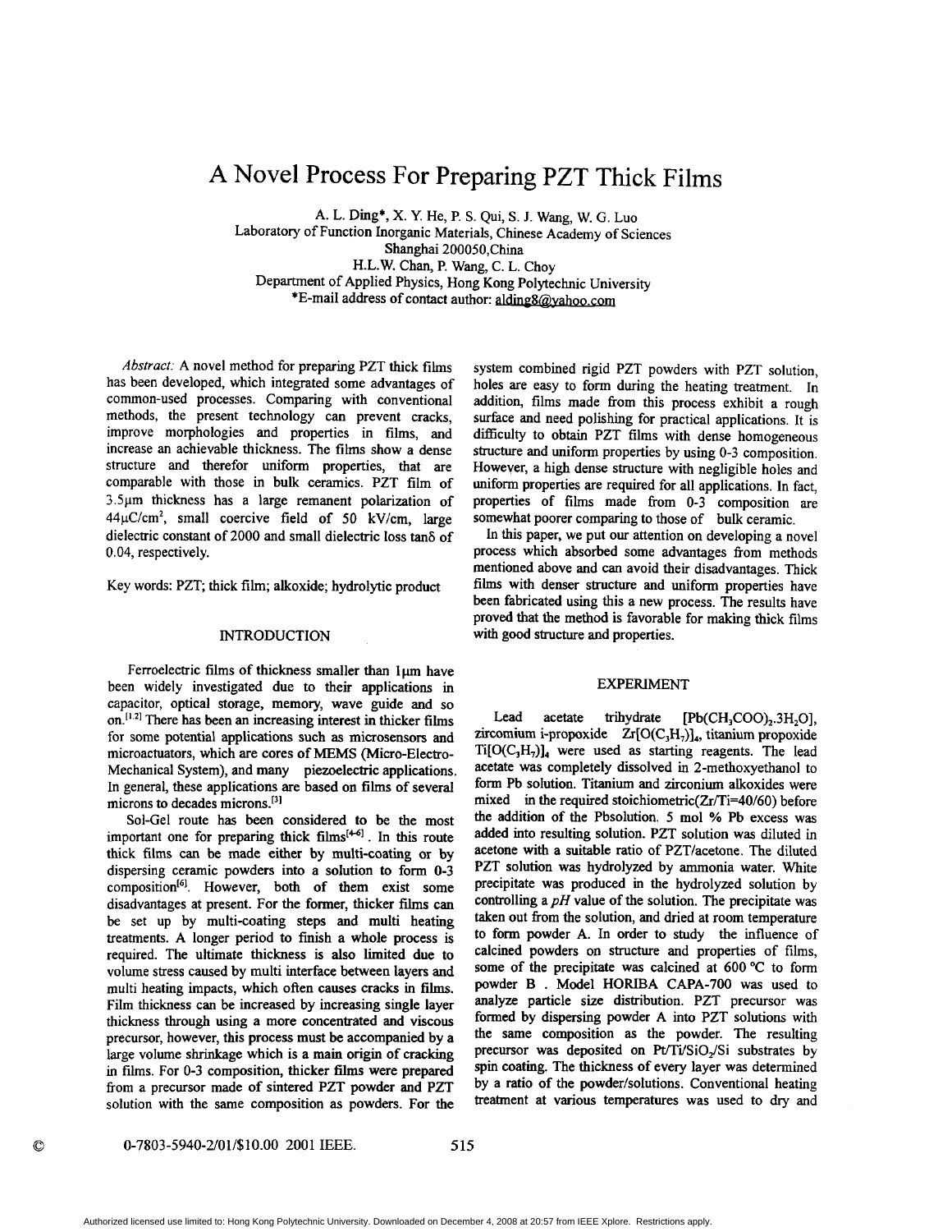# A Novel Process For Preparing PZT Thick Films

A. L. Ding*, X. Y. He, P. S. Qui, S. J. Wang, W. G. Luo
Laboratory of Function Inorganic Materials, Chinese Academy of Sciences
Shanghai 200050,China
H.L.W. Chan, P. Wang, C. L. Choy
Department of Applied Physics, Hong Kong Polytechnic University
*E-mail address of contact author: alding8@yahoo.com

*Abstract:* A novel method for preparing PZT thick films has been developed, which integrated some advantages of common-used processes. Comparing with conventional methods, the present technology can prevent cracks, improve morphologies and properties in films, and increase an achievable thickness. The films show a dense structure and therefor uniform properties, that are comparable with those in bulk ceramics. PZT film of 3.5μm thickness has a large remanent polarization of 44μC/cm$^2$, small coercive field of 50 kV/cm, large dielectric constant of 2000 and small dielectric loss tanδ of 0.04, respectively.

Key words: PZT; thick film; alkoxide; hydrolytic product

## INTRODUCTION

Ferroelectric films of thickness smaller than 1μm have been widely investigated due to their applications in capacitor, optical storage, memory, wave guide and so on.[1,2] There has been an increasing interest in thicker films for some potential applications such as microsensors and microactuators, which are cores of MEMS (Micro-Electro-Mechanical System), and many piezoelectric applications. In general, these applications are based on films of several microns to decades microns.[3]

Sol-Gel route has been considered to be the most important one for preparing thick films[4-6]. In this route thick films can be made either by multi-coating or by dispersing ceramic powders into a solution to form 0-3 composition[6]. However, both of them exist some disadvantages at present. For the former, thicker films can be set up by multi-coating steps and multi heating treatments. A longer period to finish a whole process is required. The ultimate thickness is also limited due to volume stress caused by multi interface between layers and multi heating impacts, which often causes cracks in films. Film thickness can be increased by increasing single layer thickness through using a more concentrated and viscous precursor, however, this process must be accompanied by a large volume shrinkage which is a main origin of cracking in films. For 0-3 composition, thicker films were prepared from a precursor made of sintered PZT powder and PZT solution with the same composition as powders. For the system combined rigid PZT powders with PZT solution, holes are easy to form during the heating treatment. In addition, films made from this process exhibit a rough surface and need polishing for practical applications. It is difficulty to obtain PZT films with dense homogeneous structure and uniform properties by using 0-3 composition. However, a high dense structure with negligible holes and uniform properties are required for all applications. In fact, properties of films made from 0-3 composition are somewhat poorer comparing to those of bulk ceramic.

In this paper, we put our attention on developing a novel process which absorbed some advantages from methods mentioned above and can avoid their disadvantages. Thick films with denser structure and uniform properties have been fabricated using this a new process. The results have proved that the method is favorable for making thick films with good structure and properties.

## EXPERIMENT

Lead acetate trihydrate [$Pb(CH_3COO)_2.3H_2O$], zirconium i-propoxide $Zr[O(C_3H_7)]_4$, titanium propoxide $Ti[O(C_3H_7)]_4$ were used as starting reagents. The lead acetate was completely dissolved in 2-methoxyethanol to form Pb solution. Titanium and zirconium alkoxides were mixed in the required stoichiometric(Zr/Ti=40/60) before the addition of the Pbsolution. 5 mol % Pb excess was added into resulting solution. PZT solution was diluted in acetone with a suitable ratio of PZT/acetone. The diluted PZT solution was hydrolyzed by ammonia water. White precipitate was produced in the hydrolyzed solution by controlling a *pH* value of the solution. The precipitate was taken out from the solution, and dried at room temperature to form powder A. In order to study the influence of calcined powders on structure and properties of films, some of the precipitate was calcined at 600 °C to form powder B . Model HORIBA CAPA-700 was used to analyze particle size distribution. PZT precursor was formed by dispersing powder A into PZT solutions with the same composition as the powder. The resulting precursor was deposited on $Pt/Ti/SiO_2/Si$ substrates by spin coating. The thickness of every layer was determined by a ratio of the powder/solutions. Conventional heating treatment at various temperatures was used to dry and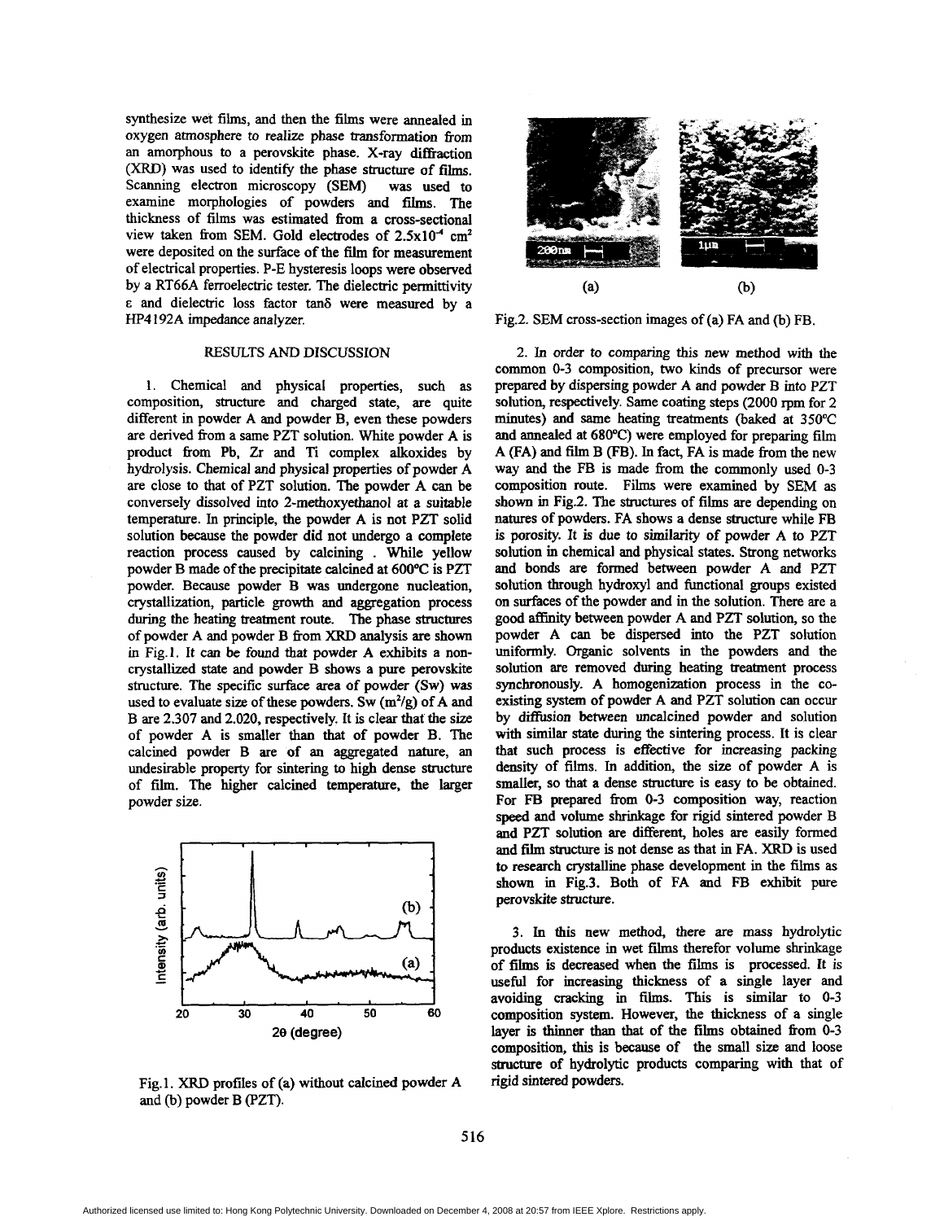synthesize wet films, and then the films were annealed in oxygen atmosphere to realize phase transformation from an amorphous to a perovskite phase. X-ray diffraction (XRD) was used to identify the phase structure of films. Scanning electron microscopy (SEM) was used to examine morphologies of powders and films. The thickness of films was estimated from a cross-sectional view taken from SEM. Gold electrodes of $2.5\times10^{-4}$ $cm^2$ were deposited on the surface of the film for measurement of electrical properties. P-E hysteresis loops were observed by a RT66A ferroelectric tester. The dielectric permittivity $\varepsilon$ and dielectric loss factor $\tan\delta$ were measured by a HP4192A impedance analyzer.

## RESULTS AND DISCUSSION

1. Chemical and physical properties, such as composition, structure and charged state, are quite different in powder A and powder B, even these powders are derived from a same PZT solution. White powder A is product from Pb, Zr and Ti complex alkoxides by hydrolysis. Chemical and physical properties of powder A are close to that of PZT solution. The powder A can be conversely dissolved into 2-methoxyethanol at a suitable temperature. In principle, the powder A is not PZT solid solution because the powder did not undergo a complete reaction process caused by calcining . While yellow powder B made of the precipitate calcined at 600°C is PZT powder. Because powder B was undergone nucleation, crystallization, particle growth and aggregation process during the heating treatment route. The phase structures of powder A and powder B from XRD analysis are shown in Fig.1. It can be found that powder A exhibits a non-crystallized state and powder B shows a pure perovskite structure. The specific surface area of powder (Sw) was used to evaluate size of these powders. Sw ($m^2/g$) of A and B are 2.307 and 2.020, respectively. It is clear that the size of powder A is smaller than that of powder B. The calcined powder B are of an aggregated nature, an undesirable property for sintering to high dense structure of film. The higher calcined temperature, the larger powder size.

Fig.1. XRD profiles of (a) without calcined powder A and (b) powder B (PZT).

Fig.2. SEM cross-section images of (a) FA and (b) FB.

2. In order to comparing this new method with the common 0-3 composition, two kinds of precursor were prepared by dispersing powder A and powder B into PZT solution, respectively. Same coating steps (2000 rpm for 2 minutes) and same heating treatments (baked at 350°C and annealed at 680°C) were employed for preparing film A (FA) and film B (FB). In fact, FA is made from the new way and the FB is made from the commonly used 0-3 composition route. Films were examined by SEM as shown in Fig.2. The structures of films are depending on natures of powders. FA shows a dense structure while FB is porosity. It is due to similarity of powder A to PZT solution in chemical and physical states. Strong networks and bonds are formed between powder A and PZT solution through hydroxyl and functional groups existed on surfaces of the powder and in the solution. There are a good affinity between powder A and PZT solution, so the powder A can be dispersed into the PZT solution uniformly. Organic solvents in the powders and the solution are removed during heating treatment process synchronously. A homogenization process in the co-existing system of powder A and PZT solution can occur by diffusion between uncalcined powder and solution with similar state during the sintering process. It is clear that such process is effective for increasing packing density of films. In addition, the size of powder A is smaller, so that a dense structure is easy to be obtained. For FB prepared from 0-3 composition way, reaction speed and volume shrinkage for rigid sintered powder B and PZT solution are different, holes are easily formed and film structure is not dense as that in FA. XRD is used to research crystalline phase development in the films as shown in Fig.3. Both of FA and FB exhibit pure perovskite structure.

3. In this new method, there are mass hydrolytic products existence in wet films therefor volume shrinkage of films is decreased when the films is processed. It is useful for increasing thickness of a single layer and avoiding cracking in films. This is similar to 0-3 composition system. However, the thickness of a single layer is thinner than that of the films obtained from 0-3 composition, this is because of the small size and loose structure of hydrolytic products comparing with that of rigid sintered powders.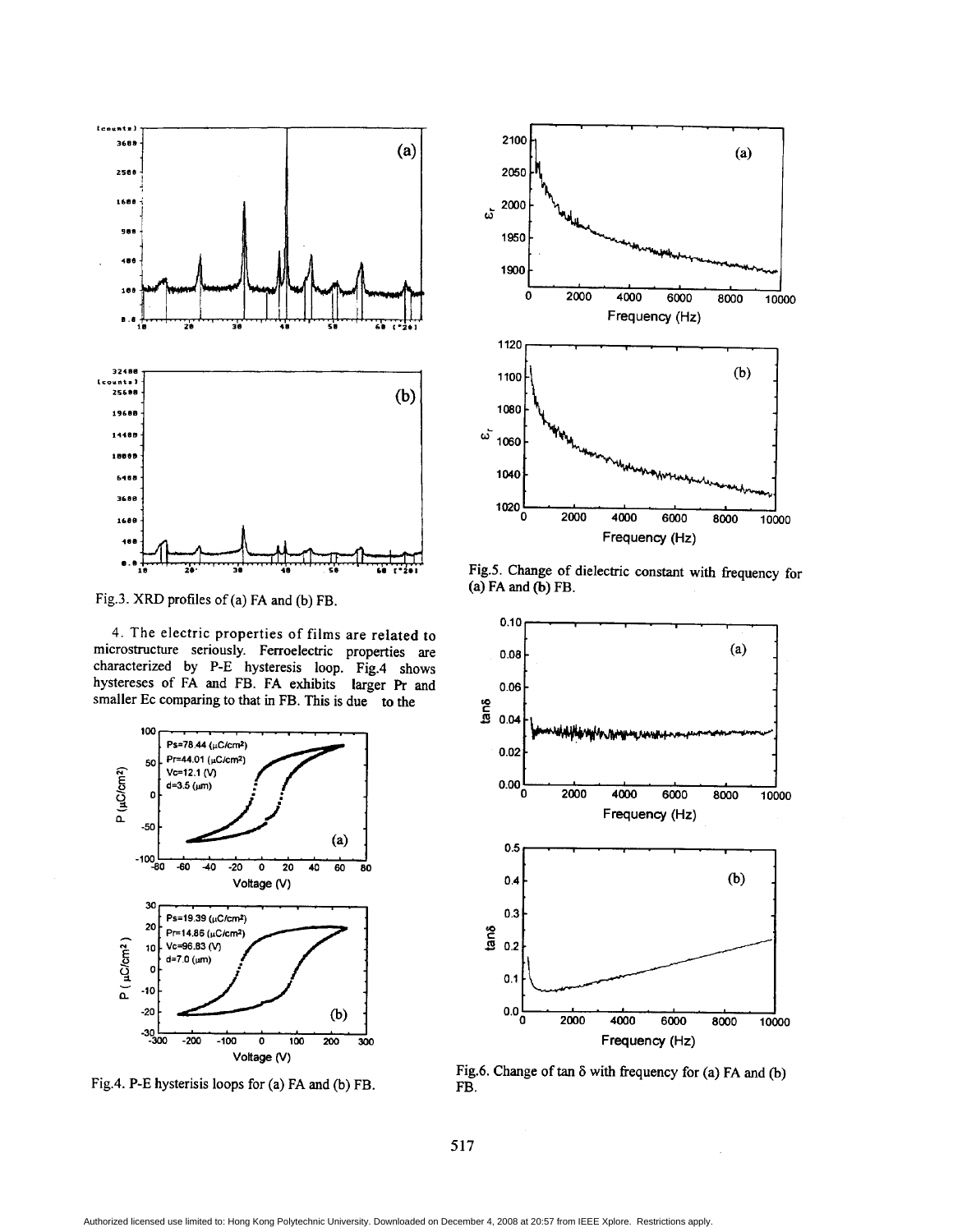Fig.3. XRD profiles of (a) FA and (b) FB.

4. The electric properties of films are related to microstructure seriously. Ferroelectric properties are characterized by P-E hysteresis loop. Fig.4 shows hystereses of FA and FB. FA exhibits larger Pr and smaller Ec comparing to that in FB. This is due to the

Fig.4. P-E hysterisis loops for (a) FA and (b) FB.

Fig.5. Change of dielectric constant with frequency for (a) FA and (b) FB.

Fig.6. Change of tan δ with frequency for (a) FA and (b) FB.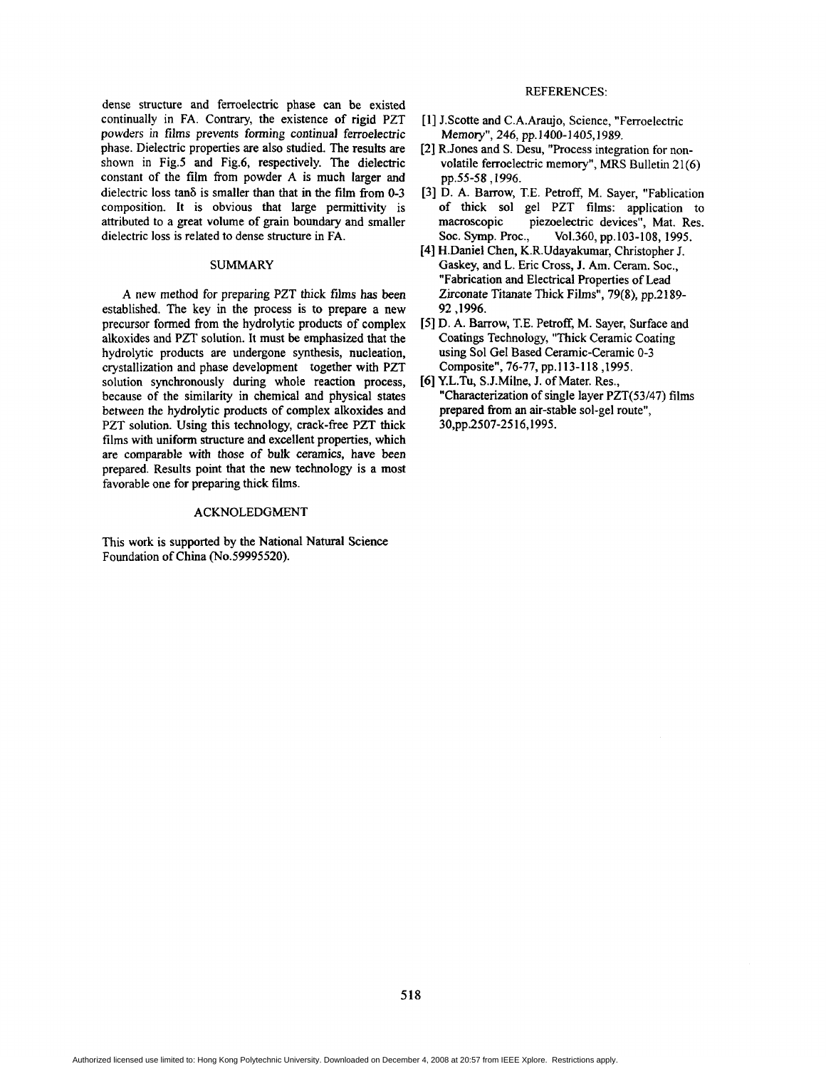dense structure and ferroelectric phase can be existed continually in FA. Contrary, the existence of rigid PZT powders in films prevents forming continual ferroelectric phase. Dielectric properties are also studied. The results are shown in Fig.5 and Fig.6, respectively. The dielectric constant of the film from powder A is much larger and dielectric loss tanδ is smaller than that in the film from 0-3 composition. It is obvious that large permittivity is attributed to a great volume of grain boundary and smaller dielectric loss is related to dense structure in FA.

## SUMMARY

A new method for preparing PZT thick films has been established. The key in the process is to prepare a new precursor formed from the hydrolytic products of complex alkoxides and PZT solution. It must be emphasized that the hydrolytic products are undergone synthesis, nucleation, crystallization and phase development together with PZT solution synchronously during whole reaction process, because of the similarity in chemical and physical states between the hydrolytic products of complex alkoxides and PZT solution. Using this technology, crack-free PZT thick films with uniform structure and excellent properties, which are comparable with those of bulk ceramics, have been prepared. Results point that the new technology is a most favorable one for preparing thick films.

## ACKNOLEDGMENT

This work is supported by the National Natural Science Foundation of China (No.59995520).

## REFERENCES:

[1] J.Scotte and C.A.Araujo, Science, "Ferroelectric Memory", 246, pp.1400-1405,1989.

[2] R.Jones and S. Desu, "Process integration for non-volatile ferroelectric memory", MRS Bulletin 21(6) pp.55-58 ,1996.

[3] D. A. Barrow, T.E. Petroff, M. Sayer, "Fablication of thick sol gel PZT films: application to macroscopic piezoelectric devices", Mat. Res. Soc. Symp. Proc., Vol.360, pp.103-108, 1995.

[4] H.Daniel Chen, K.R.Udayakumar, Christopher J. Gaskey, and L. Eric Cross, J. Am. Ceram. Soc., "Fabrication and Electrical Properties of Lead Zirconate Titanate Thick Films", 79(8), pp.2189-92 ,1996.

[5] D. A. Barrow, T.E. Petroff, M. Sayer, Surface and Coatings Technology, "Thick Ceramic Coating using Sol Gel Based Ceramic-Ceramic 0-3 Composite", 76-77, pp.113-118 ,1995.

[6] Y.L.Tu, S.J.Milne, J. of Mater. Res., "Characterization of single layer PZT(53/47) films prepared from an air-stable sol-gel route", 30,pp.2507-2516,1995.